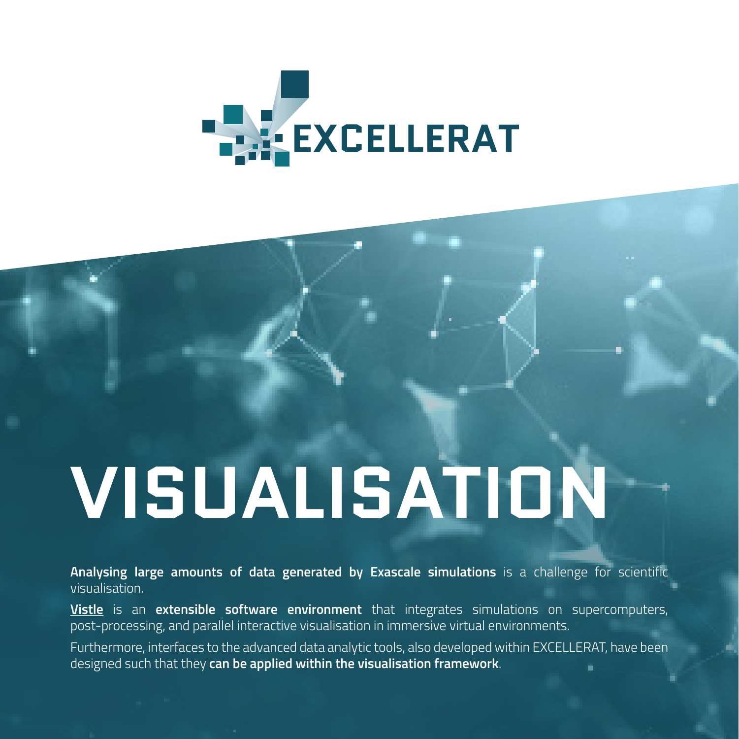EXCELLERAT

# VISUALISATION

**Analysing large amounts of data generated by Exascale simulations** is a challenge for scientific visualisation.

**Vistle** is an **extensible software environment** that integrates simulations on supercomputers, post-processing, and parallel interactive visualisation in immersive virtual environments.

Furthermore, interfaces to the advanced data analytic tools, also developed within EXCELLERAT, have been designed such that they **can be applied within the visualisation framework**.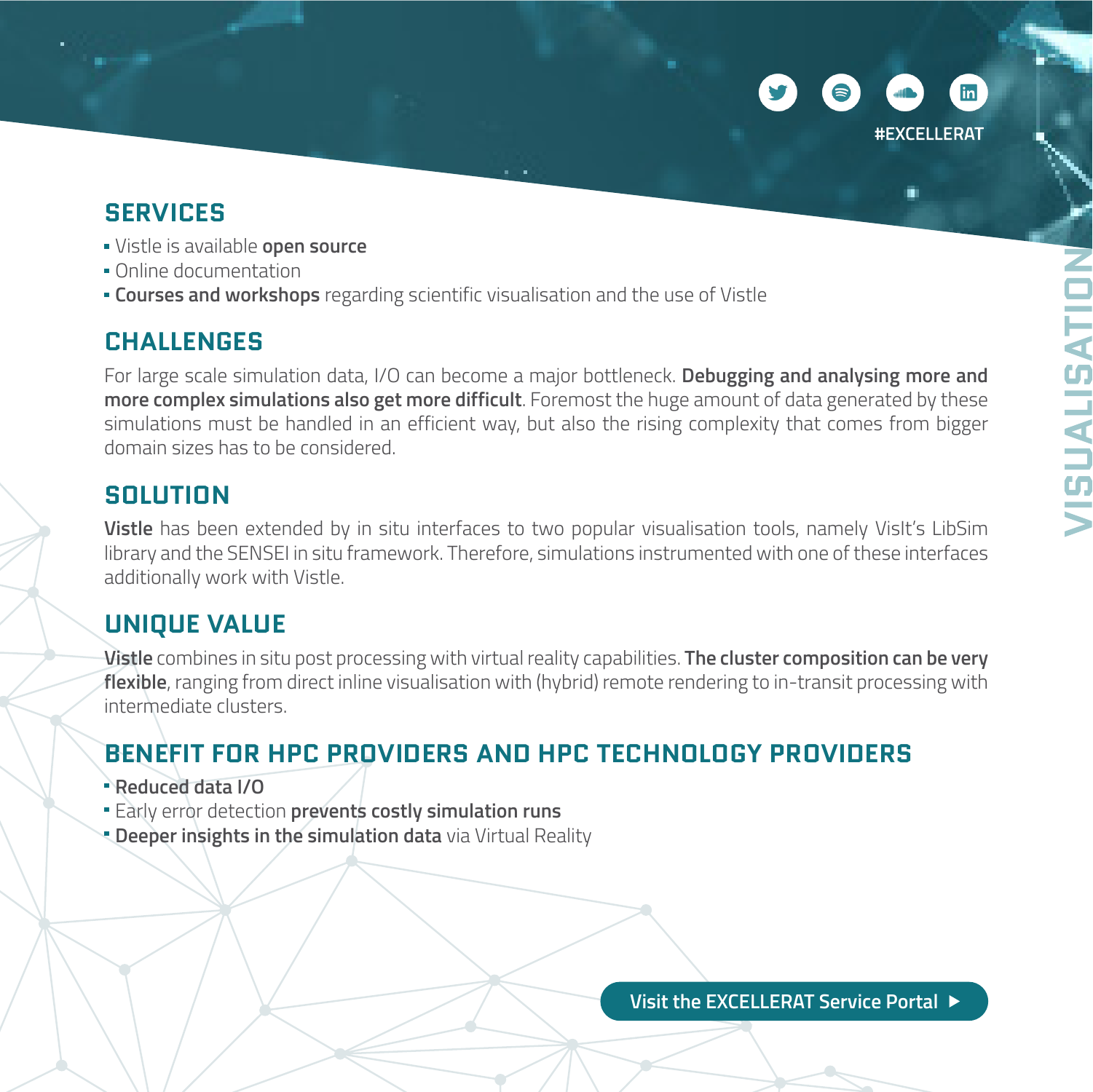#EXCELLERAT

VISUALISATION

## SERVICES

- Vistle is available **open source**
- Online documentation
- **Courses and workshops** regarding scientific visualisation and the use of Vistle

## CHALLENGES

For large scale simulation data, I/O can become a major bottleneck. **Debugging and analysing more and more complex simulations also get more difficult**. Foremost the huge amount of data generated by these simulations must be handled in an efficient way, but also the rising complexity that comes from bigger domain sizes has to be considered.

## SOLUTION

**Vistle** has been extended by in situ interfaces to two popular visualisation tools, namely VisIt's LibSim library and the SENSEI in situ framework. Therefore, simulations instrumented with one of these interfaces additionally work with Vistle.

## UNIQUE VALUE

**Vistle** combines in situ post processing with virtual reality capabilities. **The cluster composition can be very flexible**, ranging from direct inline visualisation with (hybrid) remote rendering to in-transit processing with intermediate clusters.

## BENEFIT FOR HPC PROVIDERS AND HPC TECHNOLOGY PROVIDERS

- **Reduced data I/O**
- Early error detection **prevents costly simulation runs**
- **Deeper insights in the simulation data** via Virtual Reality

Visit the EXCELLERAT Service Portal ▶